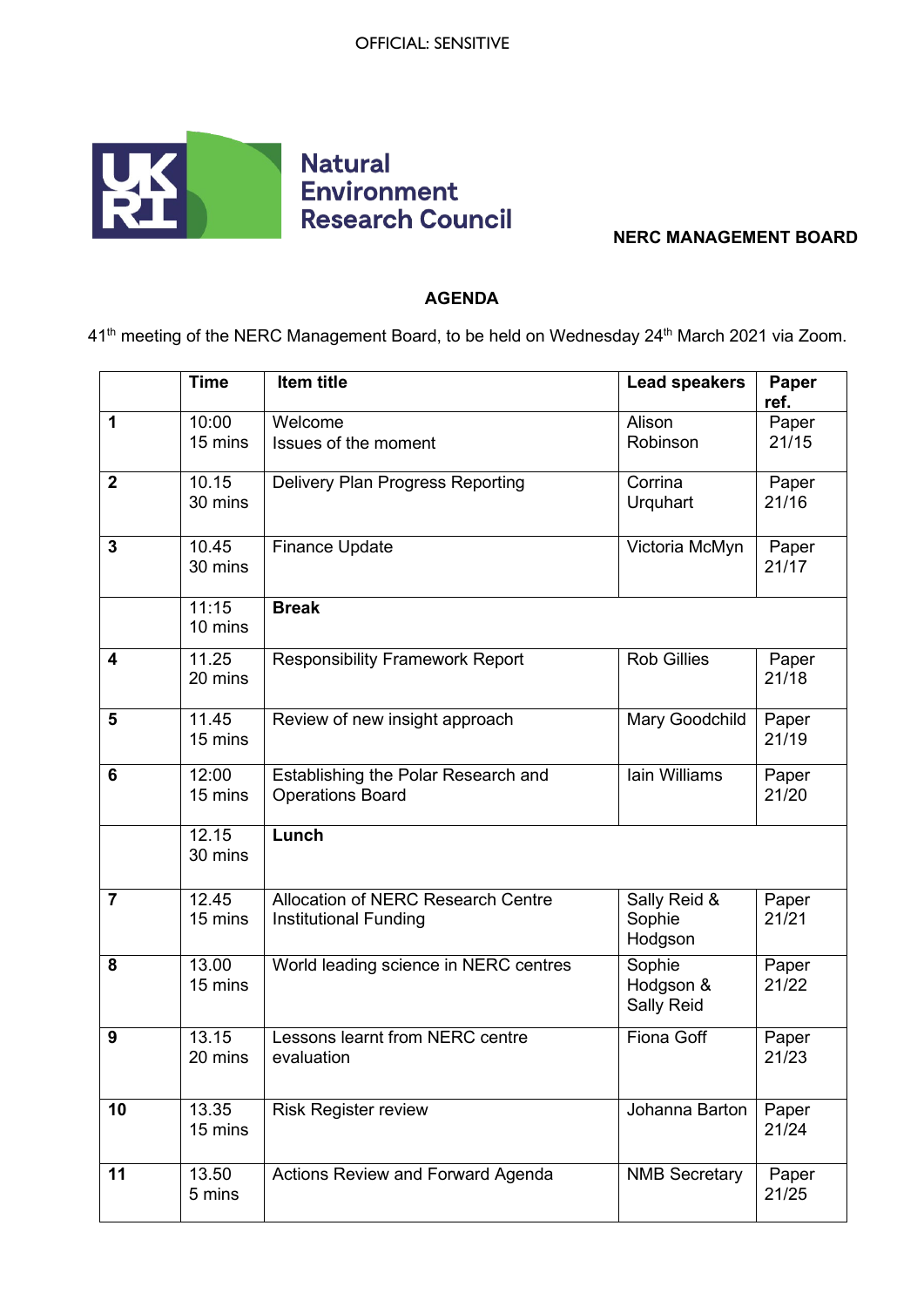OFFICIAL: SENSITIVE

**Natural Environment Research Council**

**NERC MANAGEMENT BOARD**

## AGENDA

41th meeting of the NERC Management Board, to be held on Wednesday 24th March 2021 via Zoom.

| | Time | Item title | Lead speakers | Paper ref. |
|---|---|---|---|---|
| **1** | 10:00<br>15 mins | Welcome<br>Issues of the moment | Alison Robinson | Paper 21/15 |
| **2** | 10.15<br>30 mins | Delivery Plan Progress Reporting | Corrina Urquhart | Paper 21/16 |
| **3** | 10.45<br>30 mins | Finance Update | Victoria McMyn | Paper 21/17 |
| | 11:15<br>10 mins | **Break** | | |
| **4** | 11.25<br>20 mins | Responsibility Framework Report | Rob Gillies | Paper 21/18 |
| **5** | 11.45<br>15 mins | Review of new insight approach | Mary Goodchild | Paper 21/19 |
| **6** | 12:00<br>15 mins | Establishing the Polar Research and Operations Board | Iain Williams | Paper 21/20 |
| | 12.15<br>30 mins | **Lunch** | | |
| **7** | 12.45<br>15 mins | Allocation of NERC Research Centre Institutional Funding | Sally Reid & Sophie Hodgson | Paper 21/21 |
| **8** | 13.00<br>15 mins | World leading science in NERC centres | Sophie Hodgson & Sally Reid | Paper 21/22 |
| **9** | 13.15<br>20 mins | Lessons learnt from NERC centre evaluation | Fiona Goff | Paper 21/23 |
| **10** | 13.35<br>15 mins | Risk Register review | Johanna Barton | Paper 21/24 |
| **11** | 13.50<br>5 mins | Actions Review and Forward Agenda | NMB Secretary | Paper 21/25 |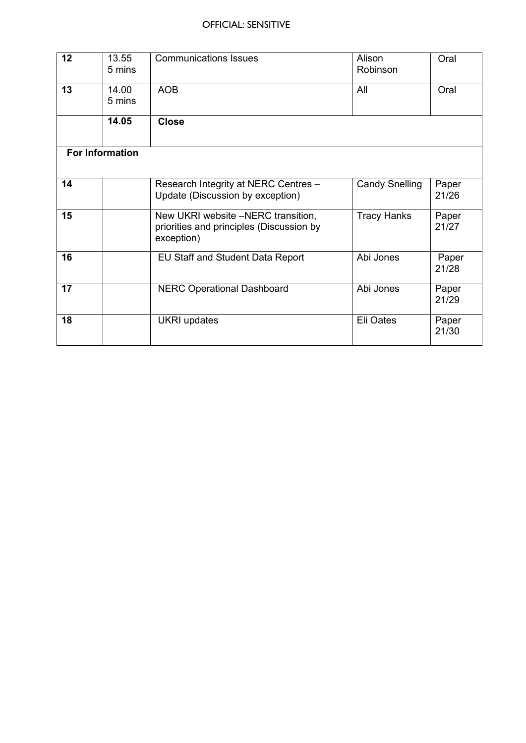OFFICIAL: SENSITIVE

| | | | | |
|---|---|---|---|---|
| **12** | 13.55<br>5 mins | Communications Issues | Alison Robinson | Oral |
| **13** | 14.00<br>5 mins | AOB | All | Oral |
| | **14.05** | **Close** | | |
| **For Information** | | | | |
| **14** | | Research Integrity at NERC Centres – Update (Discussion by exception) | Candy Snelling | Paper 21/26 |
| **15** | | New UKRI website –NERC transition, priorities and principles (Discussion by exception) | Tracy Hanks | Paper 21/27 |
| **16** | | EU Staff and Student Data Report | Abi Jones | Paper 21/28 |
| **17** | | NERC Operational Dashboard | Abi Jones | Paper 21/29 |
| **18** | | UKRI updates | Eli Oates | Paper 21/30 |